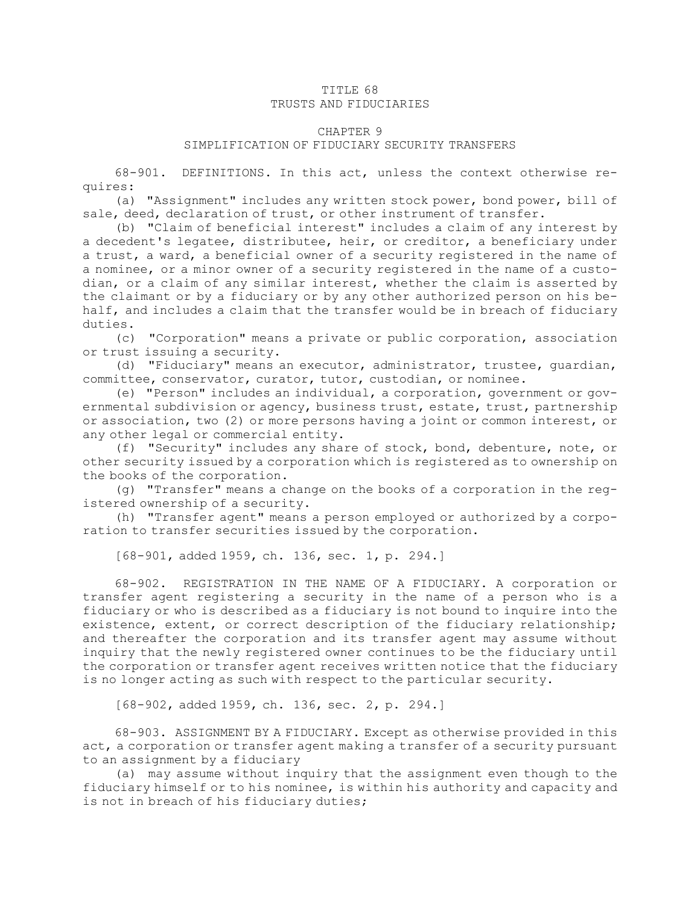# TITLE 68
# TRUSTS AND FIDUCIARIES

## CHAPTER 9
## SIMPLIFICATION OF FIDUCIARY SECURITY TRANSFERS

68-901. DEFINITIONS. In this act, unless the context otherwise requires:

(a) "Assignment" includes any written stock power, bond power, bill of sale, deed, declaration of trust, or other instrument of transfer.

(b) "Claim of beneficial interest" includes a claim of any interest by a decedent's legatee, distributee, heir, or creditor, a beneficiary under a trust, a ward, a beneficial owner of a security registered in the name of a nominee, or a minor owner of a security registered in the name of a custodian, or a claim of any similar interest, whether the claim is asserted by the claimant or by a fiduciary or by any other authorized person on his behalf, and includes a claim that the transfer would be in breach of fiduciary duties.

(c) "Corporation" means a private or public corporation, association or trust issuing a security.

(d) "Fiduciary" means an executor, administrator, trustee, guardian, committee, conservator, curator, tutor, custodian, or nominee.

(e) "Person" includes an individual, a corporation, government or governmental subdivision or agency, business trust, estate, trust, partnership or association, two (2) or more persons having a joint or common interest, or any other legal or commercial entity.

(f) "Security" includes any share of stock, bond, debenture, note, or other security issued by a corporation which is registered as to ownership on the books of the corporation.

(g) "Transfer" means a change on the books of a corporation in the registered ownership of a security.

(h) "Transfer agent" means a person employed or authorized by a corporation to transfer securities issued by the corporation.

[68-901, added 1959, ch. 136, sec. 1, p. 294.]

68-902. REGISTRATION IN THE NAME OF A FIDUCIARY. A corporation or transfer agent registering a security in the name of a person who is a fiduciary or who is described as a fiduciary is not bound to inquire into the existence, extent, or correct description of the fiduciary relationship; and thereafter the corporation and its transfer agent may assume without inquiry that the newly registered owner continues to be the fiduciary until the corporation or transfer agent receives written notice that the fiduciary is no longer acting as such with respect to the particular security.

[68-902, added 1959, ch. 136, sec. 2, p. 294.]

68-903. ASSIGNMENT BY A FIDUCIARY. Except as otherwise provided in this act, a corporation or transfer agent making a transfer of a security pursuant to an assignment by a fiduciary

(a) may assume without inquiry that the assignment even though to the fiduciary himself or to his nominee, is within his authority and capacity and is not in breach of his fiduciary duties;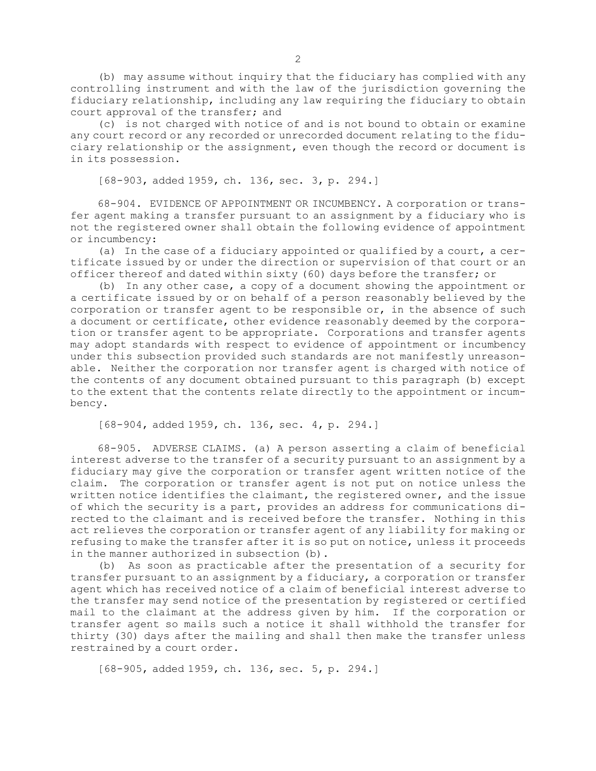(b) may assume without inquiry that the fiduciary has complied with any controlling instrument and with the law of the jurisdiction governing the fiduciary relationship, including any law requiring the fiduciary to obtain court approval of the transfer; and

(c) is not charged with notice of and is not bound to obtain or examine any court record or any recorded or unrecorded document relating to the fiduciary relationship or the assignment, even though the record or document is in its possession.

[68-903, added 1959, ch. 136, sec. 3, p. 294.]

68-904. EVIDENCE OF APPOINTMENT OR INCUMBENCY. A corporation or transfer agent making a transfer pursuant to an assignment by a fiduciary who is not the registered owner shall obtain the following evidence of appointment or incumbency:

(a) In the case of a fiduciary appointed or qualified by a court, a certificate issued by or under the direction or supervision of that court or an officer thereof and dated within sixty (60) days before the transfer; or

(b) In any other case, a copy of a document showing the appointment or a certificate issued by or on behalf of a person reasonably believed by the corporation or transfer agent to be responsible or, in the absence of such a document or certificate, other evidence reasonably deemed by the corporation or transfer agent to be appropriate. Corporations and transfer agents may adopt standards with respect to evidence of appointment or incumbency under this subsection provided such standards are not manifestly unreasonable. Neither the corporation nor transfer agent is charged with notice of the contents of any document obtained pursuant to this paragraph (b) except to the extent that the contents relate directly to the appointment or incumbency.

[68-904, added 1959, ch. 136, sec. 4, p. 294.]

68-905. ADVERSE CLAIMS. (a) A person asserting a claim of beneficial interest adverse to the transfer of a security pursuant to an assignment by a fiduciary may give the corporation or transfer agent written notice of the claim. The corporation or transfer agent is not put on notice unless the written notice identifies the claimant, the registered owner, and the issue of which the security is a part, provides an address for communications directed to the claimant and is received before the transfer. Nothing in this act relieves the corporation or transfer agent of any liability for making or refusing to make the transfer after it is so put on notice, unless it proceeds in the manner authorized in subsection (b).

(b) As soon as practicable after the presentation of a security for transfer pursuant to an assignment by a fiduciary, a corporation or transfer agent which has received notice of a claim of beneficial interest adverse to the transfer may send notice of the presentation by registered or certified mail to the claimant at the address given by him. If the corporation or transfer agent so mails such a notice it shall withhold the transfer for thirty (30) days after the mailing and shall then make the transfer unless restrained by a court order.

[68-905, added 1959, ch. 136, sec. 5, p. 294.]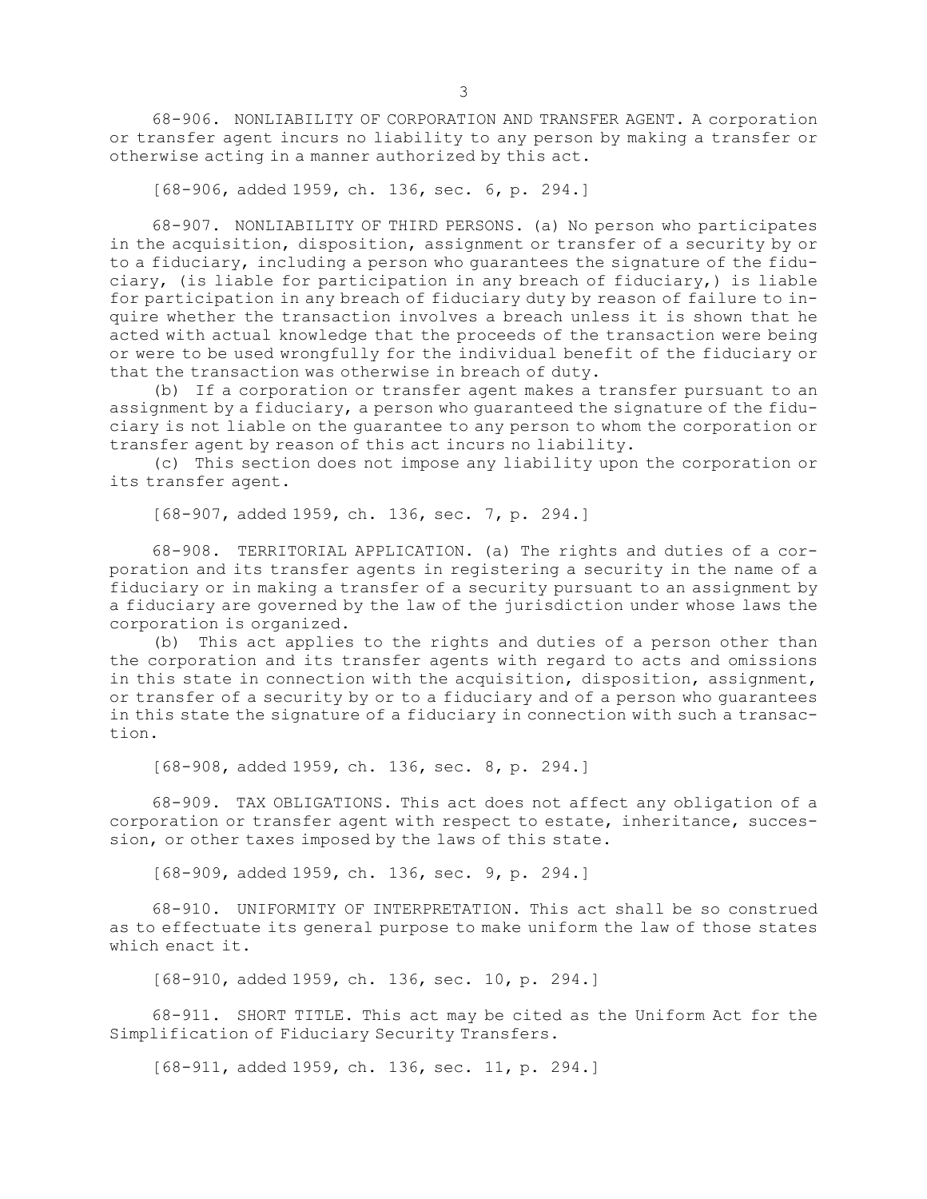68-906. NONLIABILITY OF CORPORATION AND TRANSFER AGENT. A corporation or transfer agent incurs no liability to any person by making a transfer or otherwise acting in a manner authorized by this act.

[68-906, added 1959, ch. 136, sec. 6, p. 294.]

68-907. NONLIABILITY OF THIRD PERSONS. (a) No person who participates in the acquisition, disposition, assignment or transfer of a security by or to a fiduciary, including a person who guarantees the signature of the fiduciary, (is liable for participation in any breach of fiduciary,) is liable for participation in any breach of fiduciary duty by reason of failure to inquire whether the transaction involves a breach unless it is shown that he acted with actual knowledge that the proceeds of the transaction were being or were to be used wrongfully for the individual benefit of the fiduciary or that the transaction was otherwise in breach of duty.

(b) If a corporation or transfer agent makes a transfer pursuant to an assignment by a fiduciary, a person who guaranteed the signature of the fiduciary is not liable on the guarantee to any person to whom the corporation or transfer agent by reason of this act incurs no liability.

(c) This section does not impose any liability upon the corporation or its transfer agent.

[68-907, added 1959, ch. 136, sec. 7, p. 294.]

68-908. TERRITORIAL APPLICATION. (a) The rights and duties of a corporation and its transfer agents in registering a security in the name of a fiduciary or in making a transfer of a security pursuant to an assignment by a fiduciary are governed by the law of the jurisdiction under whose laws the corporation is organized.

(b) This act applies to the rights and duties of a person other than the corporation and its transfer agents with regard to acts and omissions in this state in connection with the acquisition, disposition, assignment, or transfer of a security by or to a fiduciary and of a person who guarantees in this state the signature of a fiduciary in connection with such a transaction.

[68-908, added 1959, ch. 136, sec. 8, p. 294.]

68-909. TAX OBLIGATIONS. This act does not affect any obligation of a corporation or transfer agent with respect to estate, inheritance, succession, or other taxes imposed by the laws of this state.

[68-909, added 1959, ch. 136, sec. 9, p. 294.]

68-910. UNIFORMITY OF INTERPRETATION. This act shall be so construed as to effectuate its general purpose to make uniform the law of those states which enact it.

[68-910, added 1959, ch. 136, sec. 10, p. 294.]

68-911. SHORT TITLE. This act may be cited as the Uniform Act for the Simplification of Fiduciary Security Transfers.

[68-911, added 1959, ch. 136, sec. 11, p. 294.]